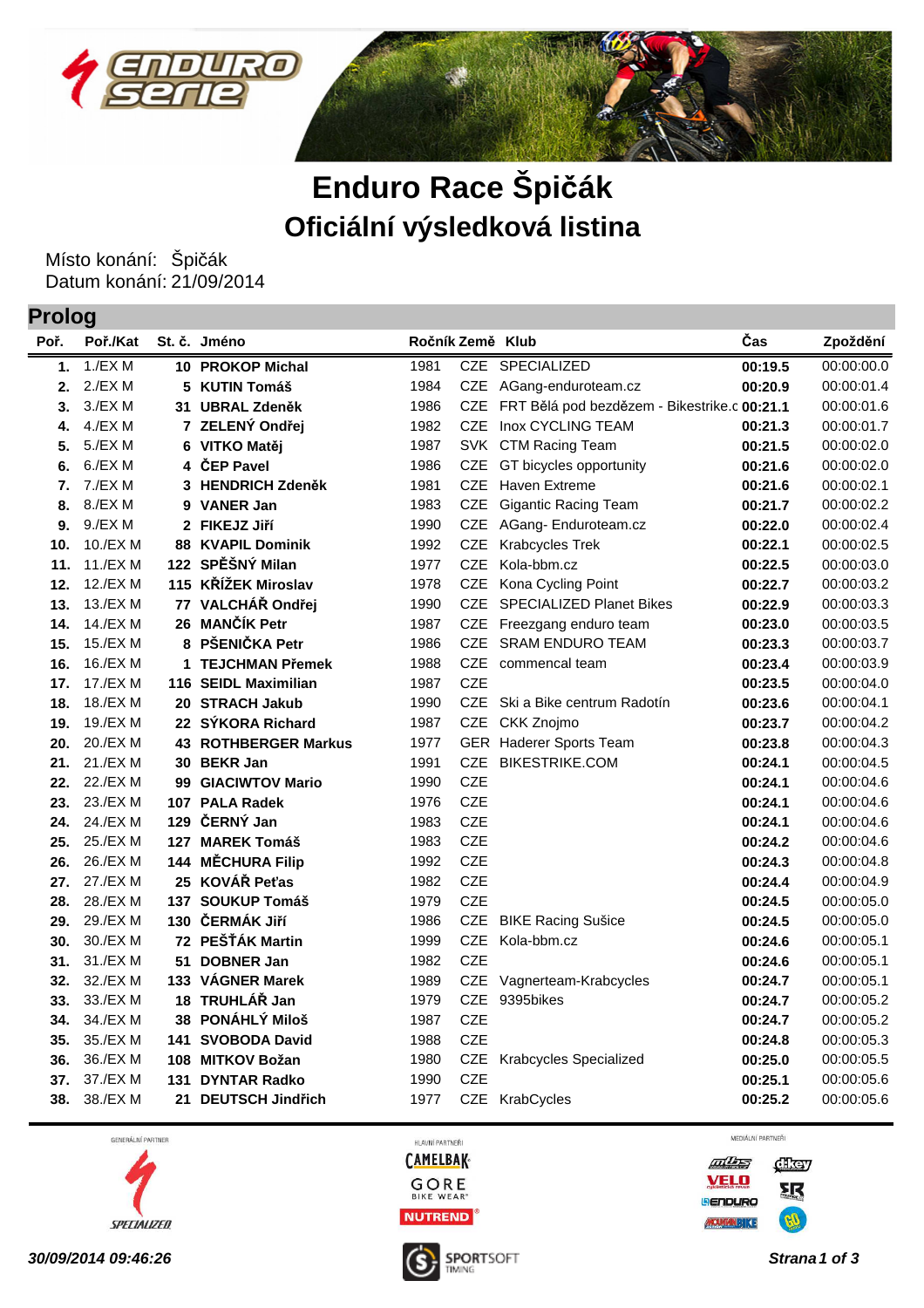# Enduro Race Špičák

## Oficiální výsledková listina

Místo konání: Špičák
Datum konání: 21/09/2014

### Prolog

| Poř. | Poř./Kat | St. č. | Jméno | Ročník | Země | Klub | Čas | Zpoždění |
|---|---|---|---|---|---|---|---|---|
| **1.** | 1./EX M | **10** | **PROKOP Michal** | 1981 | CZE | SPECIALIZED | **00:19.5** | 00:00:00.0 |
| **2.** | 2./EX M | **5** | **KUTIN Tomáš** | 1984 | CZE | AGang-enduroteam.cz | **00:20.9** | 00:00:01.4 |
| **3.** | 3./EX M | **31** | **UBRAL Zdeněk** | 1986 | CZE | FRT Bělá pod bezdězem - Bikestrike.c | **00:21.1** | 00:00:01.6 |
| **4.** | 4./EX M | **7** | **ZELENÝ Ondřej** | 1982 | CZE | Inox CYCLING TEAM | **00:21.3** | 00:00:01.7 |
| **5.** | 5./EX M | **6** | **VITKO Matěj** | 1987 | SVK | CTM Racing Team | **00:21.5** | 00:00:02.0 |
| **6.** | 6./EX M | **4** | **ČEP Pavel** | 1986 | CZE | GT bicycles opportunity | **00:21.6** | 00:00:02.0 |
| **7.** | 7./EX M | **3** | **HENDRICH Zdeněk** | 1981 | CZE | Haven Extreme | **00:21.6** | 00:00:02.1 |
| **8.** | 8./EX M | **9** | **VANER Jan** | 1983 | CZE | Gigantic Racing Team | **00:21.7** | 00:00:02.2 |
| **9.** | 9./EX M | **2** | **FIKEJZ Jiří** | 1990 | CZE | AGang- Enduroteam.cz | **00:22.0** | 00:00:02.4 |
| **10.** | 10./EX M | **88** | **KVAPIL Dominik** | 1992 | CZE | Krabcycles Trek | **00:22.1** | 00:00:02.5 |
| **11.** | 11./EX M | **122** | **SPĚŠNÝ Milan** | 1977 | CZE | Kola-bbm.cz | **00:22.5** | 00:00:03.0 |
| **12.** | 12./EX M | **115** | **KŘÍŽEK Miroslav** | 1978 | CZE | Kona Cycling Point | **00:22.7** | 00:00:03.2 |
| **13.** | 13./EX M | **77** | **VALCHÁŘ Ondřej** | 1990 | CZE | SPECIALIZED Planet Bikes | **00:22.9** | 00:00:03.3 |
| **14.** | 14./EX M | **26** | **MANČÍK Petr** | 1987 | CZE | Freezgang enduro team | **00:23.0** | 00:00:03.5 |
| **15.** | 15./EX M | **8** | **PŠENIČKA Petr** | 1986 | CZE | SRAM ENDURO TEAM | **00:23.3** | 00:00:03.7 |
| **16.** | 16./EX M | **1** | **TEJCHMAN Přemek** | 1988 | CZE | commencal team | **00:23.4** | 00:00:03.9 |
| **17.** | 17./EX M | **116** | **SEIDL Maximilian** | 1987 | CZE | | **00:23.5** | 00:00:04.0 |
| **18.** | 18./EX M | **20** | **STRACH Jakub** | 1990 | CZE | Ski a Bike centrum Radotín | **00:23.6** | 00:00:04.1 |
| **19.** | 19./EX M | **22** | **SÝKORA Richard** | 1987 | CZE | CKK Znojmo | **00:23.7** | 00:00:04.2 |
| **20.** | 20./EX M | **43** | **ROTHBERGER Markus** | 1977 | GER | Haderer Sports Team | **00:23.8** | 00:00:04.3 |
| **21.** | 21./EX M | **30** | **BEKR Jan** | 1991 | CZE | BIKESTRIKE.COM | **00:24.1** | 00:00:04.5 |
| **22.** | 22./EX M | **99** | **GIACIWTOV Mario** | 1990 | CZE | | **00:24.1** | 00:00:04.6 |
| **23.** | 23./EX M | **107** | **PALA Radek** | 1976 | CZE | | **00:24.1** | 00:00:04.6 |
| **24.** | 24./EX M | **129** | **ČERNÝ Jan** | 1983 | CZE | | **00:24.1** | 00:00:04.6 |
| **25.** | 25./EX M | **127** | **MAREK Tomáš** | 1983 | CZE | | **00:24.2** | 00:00:04.6 |
| **26.** | 26./EX M | **144** | **MĚCHURA Filip** | 1992 | CZE | | **00:24.3** | 00:00:04.8 |
| **27.** | 27./EX M | **25** | **KOVÁŘ Peťas** | 1982 | CZE | | **00:24.4** | 00:00:04.9 |
| **28.** | 28./EX M | **137** | **SOUKUP Tomáš** | 1979 | CZE | | **00:24.5** | 00:00:05.0 |
| **29.** | 29./EX M | **130** | **ČERMÁK Jiří** | 1986 | CZE | BIKE Racing Sušice | **00:24.5** | 00:00:05.0 |
| **30.** | 30./EX M | **72** | **PEŠŤÁK Martin** | 1999 | CZE | Kola-bbm.cz | **00:24.6** | 00:00:05.1 |
| **31.** | 31./EX M | **51** | **DOBNER Jan** | 1982 | CZE | | **00:24.6** | 00:00:05.1 |
| **32.** | 32./EX M | **133** | **VÁGNER Marek** | 1989 | CZE | Vagnerteam-Krabcycles | **00:24.7** | 00:00:05.1 |
| **33.** | 33./EX M | **18** | **TRUHLÁŘ Jan** | 1979 | CZE | 9395bikes | **00:24.7** | 00:00:05.2 |
| **34.** | 34./EX M | **38** | **PONÁHLÝ Miloš** | 1987 | CZE | | **00:24.7** | 00:00:05.2 |
| **35.** | 35./EX M | **141** | **SVOBODA David** | 1988 | CZE | | **00:24.8** | 00:00:05.3 |
| **36.** | 36./EX M | **108** | **MITKOV Božan** | 1980 | CZE | Krabcycles Specialized | **00:25.0** | 00:00:05.5 |
| **37.** | 37./EX M | **131** | **DYNTAR Radko** | 1990 | CZE | | **00:25.1** | 00:00:05.6 |
| **38.** | 38./EX M | **21** | **DEUTSCH Jindřich** | 1977 | CZE | KrabCycles | **00:25.2** | 00:00:05.6 |

GENERÁLNÍ PARTNER: SPECIALIZED — HLAVNÍ PARTNEŘI: CAMELBAK, GORE BIKE WEAR, NUTREND — MEDIÁLNÍ PARTNEŘI

*30/09/2014 09:46:26*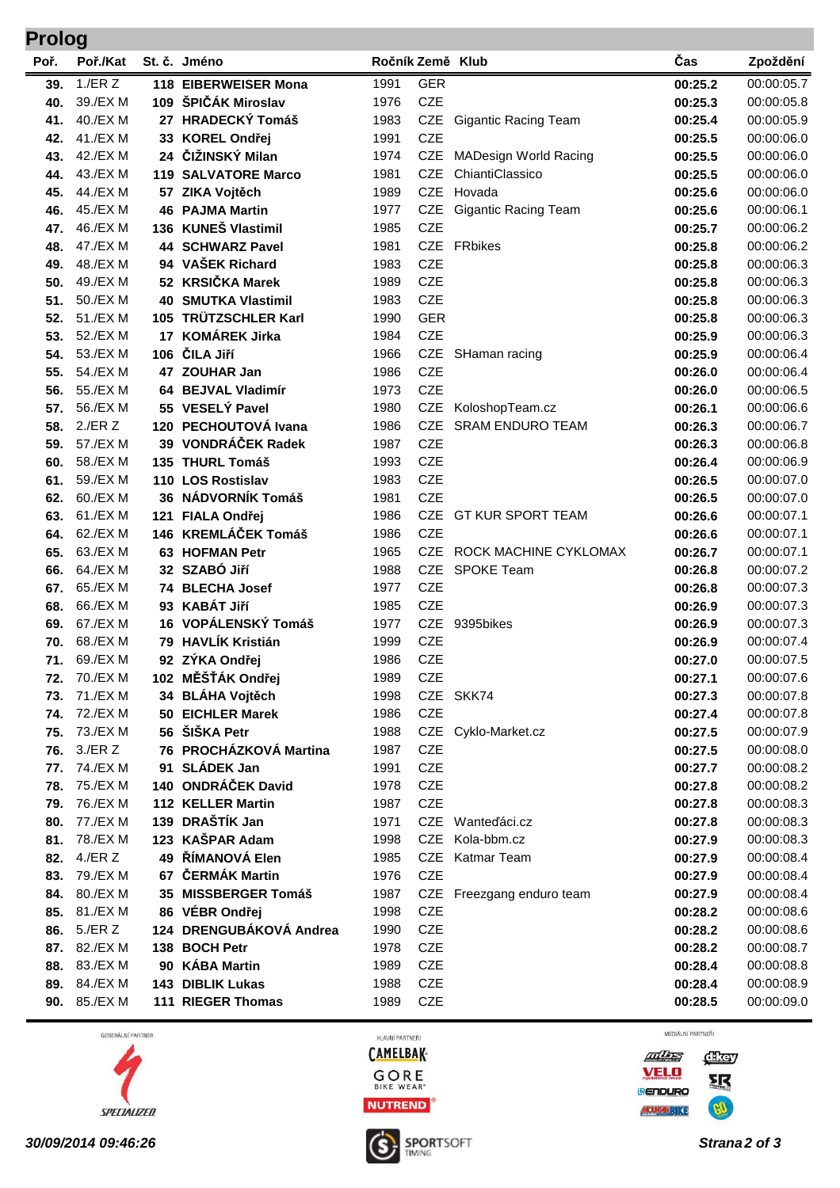## Prolog

| Poř. | Poř./Kat | St. č. | Jméno | Ročník | Země | Klub | Čas | Zpoždění |
|---|---|---|---|---|---|---|---|---|
| **39.** | 1./ER Z | **118** | **EIBERWEISER Mona** | 1991 | GER | | **00:25.2** | 00:00:05.7 |
| **40.** | 39./EX M | **109** | **ŠPIČÁK Miroslav** | 1976 | CZE | | **00:25.3** | 00:00:05.8 |
| **41.** | 40./EX M | **27** | **HRADECKÝ Tomáš** | 1983 | CZE | Gigantic Racing Team | **00:25.4** | 00:00:05.9 |
| **42.** | 41./EX M | **33** | **KOREL Ondřej** | 1991 | CZE | | **00:25.5** | 00:00:06.0 |
| **43.** | 42./EX M | **24** | **ČIŽINSKÝ Milan** | 1974 | CZE | MADesign World Racing | **00:25.5** | 00:00:06.0 |
| **44.** | 43./EX M | **119** | **SALVATORE Marco** | 1981 | CZE | ChiantiClassico | **00:25.5** | 00:00:06.0 |
| **45.** | 44./EX M | **57** | **ZIKA Vojtěch** | 1989 | CZE | Hovada | **00:25.6** | 00:00:06.0 |
| **46.** | 45./EX M | **46** | **PAJMA Martin** | 1977 | CZE | Gigantic Racing Team | **00:25.6** | 00:00:06.1 |
| **47.** | 46./EX M | **136** | **KUNEŠ Vlastimil** | 1985 | CZE | | **00:25.7** | 00:00:06.2 |
| **48.** | 47./EX M | **44** | **SCHWARZ Pavel** | 1981 | CZE | FRbikes | **00:25.8** | 00:00:06.2 |
| **49.** | 48./EX M | **94** | **VAŠEK Richard** | 1983 | CZE | | **00:25.8** | 00:00:06.3 |
| **50.** | 49./EX M | **52** | **KRSIČKA Marek** | 1989 | CZE | | **00:25.8** | 00:00:06.3 |
| **51.** | 50./EX M | **40** | **SMUTKA Vlastimil** | 1983 | CZE | | **00:25.8** | 00:00:06.3 |
| **52.** | 51./EX M | **105** | **TRÜTZSCHLER Karl** | 1990 | GER | | **00:25.8** | 00:00:06.3 |
| **53.** | 52./EX M | **17** | **KOMÁREK Jirka** | 1984 | CZE | | **00:25.9** | 00:00:06.3 |
| **54.** | 53./EX M | **106** | **ČILA Jiří** | 1966 | CZE | SHaman racing | **00:25.9** | 00:00:06.4 |
| **55.** | 54./EX M | **47** | **ZOUHAR Jan** | 1986 | CZE | | **00:26.0** | 00:00:06.4 |
| **56.** | 55./EX M | **64** | **BEJVAL Vladimír** | 1973 | CZE | | **00:26.0** | 00:00:06.5 |
| **57.** | 56./EX M | **55** | **VESELÝ Pavel** | 1980 | CZE | KoloshopTeam.cz | **00:26.1** | 00:00:06.6 |
| **58.** | 2./ER Z | **120** | **PECHOUTOVÁ Ivana** | 1986 | CZE | SRAM ENDURO TEAM | **00:26.3** | 00:00:06.7 |
| **59.** | 57./EX M | **39** | **VONDRÁČEK Radek** | 1987 | CZE | | **00:26.3** | 00:00:06.8 |
| **60.** | 58./EX M | **135** | **THURL Tomáš** | 1993 | CZE | | **00:26.4** | 00:00:06.9 |
| **61.** | 59./EX M | **110** | **LOS Rostislav** | 1983 | CZE | | **00:26.5** | 00:00:07.0 |
| **62.** | 60./EX M | **36** | **NÁDVORNÍK Tomáš** | 1981 | CZE | | **00:26.5** | 00:00:07.0 |
| **63.** | 61./EX M | **121** | **FIALA Ondřej** | 1986 | CZE | GT KUR SPORT TEAM | **00:26.6** | 00:00:07.1 |
| **64.** | 62./EX M | **146** | **KREMLÁČEK Tomáš** | 1986 | CZE | | **00:26.6** | 00:00:07.1 |
| **65.** | 63./EX M | **63** | **HOFMAN Petr** | 1965 | CZE | ROCK MACHINE CYKLOMAX | **00:26.7** | 00:00:07.1 |
| **66.** | 64./EX M | **32** | **SZABÓ Jiří** | 1988 | CZE | SPOKE Team | **00:26.8** | 00:00:07.2 |
| **67.** | 65./EX M | **74** | **BLECHA Josef** | 1977 | CZE | | **00:26.8** | 00:00:07.3 |
| **68.** | 66./EX M | **93** | **KABÁT Jiří** | 1985 | CZE | | **00:26.9** | 00:00:07.3 |
| **69.** | 67./EX M | **16** | **VOPÁLENSKÝ Tomáš** | 1977 | CZE | 9395bikes | **00:26.9** | 00:00:07.3 |
| **70.** | 68./EX M | **79** | **HAVLÍK Kristián** | 1999 | CZE | | **00:26.9** | 00:00:07.4 |
| **71.** | 69./EX M | **92** | **ZÝKA Ondřej** | 1986 | CZE | | **00:27.0** | 00:00:07.5 |
| **72.** | 70./EX M | **102** | **MĚŠŤÁK Ondřej** | 1989 | CZE | | **00:27.1** | 00:00:07.6 |
| **73.** | 71./EX M | **34** | **BLÁHA Vojtěch** | 1998 | CZE | SKK74 | **00:27.3** | 00:00:07.8 |
| **74.** | 72./EX M | **50** | **EICHLER Marek** | 1986 | CZE | | **00:27.4** | 00:00:07.8 |
| **75.** | 73./EX M | **56** | **ŠIŠKA Petr** | 1988 | CZE | Cyklo-Market.cz | **00:27.5** | 00:00:07.9 |
| **76.** | 3./ER Z | **76** | **PROCHÁZKOVÁ Martina** | 1987 | CZE | | **00:27.5** | 00:00:08.0 |
| **77.** | 74./EX M | **91** | **SLÁDEK Jan** | 1991 | CZE | | **00:27.7** | 00:00:08.2 |
| **78.** | 75./EX M | **140** | **ONDRÁČEK David** | 1978 | CZE | | **00:27.8** | 00:00:08.2 |
| **79.** | 76./EX M | **112** | **KELLER Martin** | 1987 | CZE | | **00:27.8** | 00:00:08.3 |
| **80.** | 77./EX M | **139** | **DRAŠTÍK Jan** | 1971 | CZE | Wanteďáci.cz | **00:27.8** | 00:00:08.3 |
| **81.** | 78./EX M | **123** | **KAŠPAR Adam** | 1998 | CZE | Kola-bbm.cz | **00:27.9** | 00:00:08.3 |
| **82.** | 4./ER Z | **49** | **ŘÍMANOVÁ Elen** | 1985 | CZE | Katmar Team | **00:27.9** | 00:00:08.4 |
| **83.** | 79./EX M | **67** | **ČERMÁK Martin** | 1976 | CZE | | **00:27.9** | 00:00:08.4 |
| **84.** | 80./EX M | **35** | **MISSBERGER Tomáš** | 1987 | CZE | Freezgang enduro team | **00:27.9** | 00:00:08.4 |
| **85.** | 81./EX M | **86** | **VÉBR Ondřej** | 1998 | CZE | | **00:28.2** | 00:00:08.6 |
| **86.** | 5./ER Z | **124** | **DRENGUBÁKOVÁ Andrea** | 1990 | CZE | | **00:28.2** | 00:00:08.6 |
| **87.** | 82./EX M | **138** | **BOCH Petr** | 1978 | CZE | | **00:28.2** | 00:00:08.7 |
| **88.** | 83./EX M | **90** | **KÁBA Martin** | 1989 | CZE | | **00:28.4** | 00:00:08.8 |
| **89.** | 84./EX M | **143** | **DIBLIK Lukas** | 1988 | CZE | | **00:28.4** | 00:00:08.9 |
| **90.** | 85./EX M | **111** | **RIEGER Thomas** | 1989 | CZE | | **00:28.5** | 00:00:09.0 |

GENERÁLNÍ PARTNER — SPECIALIZED

HLAVNÍ PARTNEŘI — CAMELBAK, GORE BIKE WEAR, NUTREND

MEDIÁLNÍ PARTNEŘI

SPORTSOFT TIMING

*30/09/2014 09:46:26*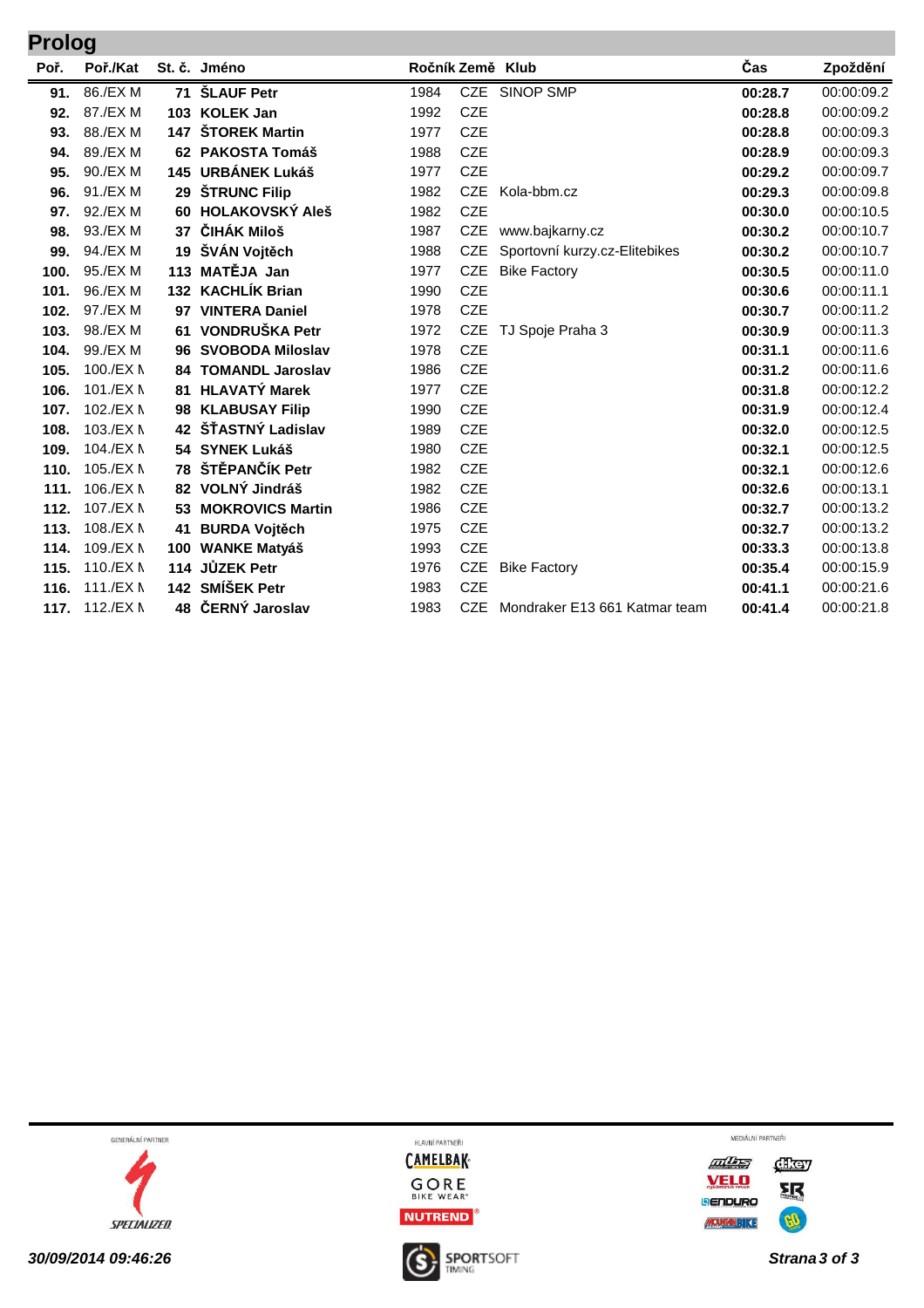## Prolog

| Poř. | Poř./Kat | St. č. | Jméno | Ročník | Země | Klub | Čas | Zpoždění |
|---|---|---|---|---|---|---|---|---|
| **91.** | 86./EX M | **71** | **ŠLAUF Petr** | 1984 | CZE | SINOP SMP | **00:28.7** | 00:00:09.2 |
| **92.** | 87./EX M | **103** | **KOLEK Jan** | 1992 | CZE | | **00:28.8** | 00:00:09.2 |
| **93.** | 88./EX M | **147** | **ŠTOREK Martin** | 1977 | CZE | | **00:28.8** | 00:00:09.3 |
| **94.** | 89./EX M | **62** | **PAKOSTA Tomáš** | 1988 | CZE | | **00:28.9** | 00:00:09.3 |
| **95.** | 90./EX M | **145** | **URBÁNEK Lukáš** | 1977 | CZE | | **00:29.2** | 00:00:09.7 |
| **96.** | 91./EX M | **29** | **ŠTRUNC Filip** | 1982 | CZE | Kola-bbm.cz | **00:29.3** | 00:00:09.8 |
| **97.** | 92./EX M | **60** | **HOLAKOVSKÝ Aleš** | 1982 | CZE | | **00:30.0** | 00:00:10.5 |
| **98.** | 93./EX M | **37** | **ČIHÁK Miloš** | 1987 | CZE | www.bajkarny.cz | **00:30.2** | 00:00:10.7 |
| **99.** | 94./EX M | **19** | **ŠVÁN Vojtěch** | 1988 | CZE | Sportovní kurzy.cz-Elitebikes | **00:30.2** | 00:00:10.7 |
| **100.** | 95./EX M | **113** | **MATĚJA Jan** | 1977 | CZE | Bike Factory | **00:30.5** | 00:00:11.0 |
| **101.** | 96./EX M | **132** | **KACHLÍK Brian** | 1990 | CZE | | **00:30.6** | 00:00:11.1 |
| **102.** | 97./EX M | **97** | **VINTERA Daniel** | 1978 | CZE | | **00:30.7** | 00:00:11.2 |
| **103.** | 98./EX M | **61** | **VONDRUŠKA Petr** | 1972 | CZE | TJ Spoje Praha 3 | **00:30.9** | 00:00:11.3 |
| **104.** | 99./EX M | **96** | **SVOBODA Miloslav** | 1978 | CZE | | **00:31.1** | 00:00:11.6 |
| **105.** | 100./EX M | **84** | **TOMANDL Jaroslav** | 1986 | CZE | | **00:31.2** | 00:00:11.6 |
| **106.** | 101./EX M | **81** | **HLAVATÝ Marek** | 1977 | CZE | | **00:31.8** | 00:00:12.2 |
| **107.** | 102./EX M | **98** | **KLABUSAY Filip** | 1990 | CZE | | **00:31.9** | 00:00:12.4 |
| **108.** | 103./EX M | **42** | **ŠŤASTNÝ Ladislav** | 1989 | CZE | | **00:32.0** | 00:00:12.5 |
| **109.** | 104./EX M | **54** | **SYNEK Lukáš** | 1980 | CZE | | **00:32.1** | 00:00:12.5 |
| **110.** | 105./EX M | **78** | **ŠTĚPANČÍK Petr** | 1982 | CZE | | **00:32.1** | 00:00:12.6 |
| **111.** | 106./EX M | **82** | **VOLNÝ Jindráš** | 1982 | CZE | | **00:32.6** | 00:00:13.1 |
| **112.** | 107./EX M | **53** | **MOKROVICS Martin** | 1986 | CZE | | **00:32.7** | 00:00:13.2 |
| **113.** | 108./EX M | **41** | **BURDA Vojtěch** | 1975 | CZE | | **00:32.7** | 00:00:13.2 |
| **114.** | 109./EX M | **100** | **WANKE Matyáš** | 1993 | CZE | | **00:33.3** | 00:00:13.8 |
| **115.** | 110./EX M | **114** | **JŮZEK Petr** | 1976 | CZE | Bike Factory | **00:35.4** | 00:00:15.9 |
| **116.** | 111./EX M | **142** | **SMÍŠEK Petr** | 1983 | CZE | | **00:41.1** | 00:00:21.6 |
| **117.** | 112./EX M | **48** | **ČERNÝ Jaroslav** | 1983 | CZE | Mondraker E13 661 Katmar team | **00:41.4** | 00:00:21.8 |

GENERÁLNÍ PARTNER — SPECIALIZED

HLAVNÍ PARTNEŘI — CAMELBAK, GORE BIKE WEAR, NUTREND

MEDIÁLNÍ PARTNEŘI

SPORTSOFT TIMING

*30/09/2014 09:46:26*